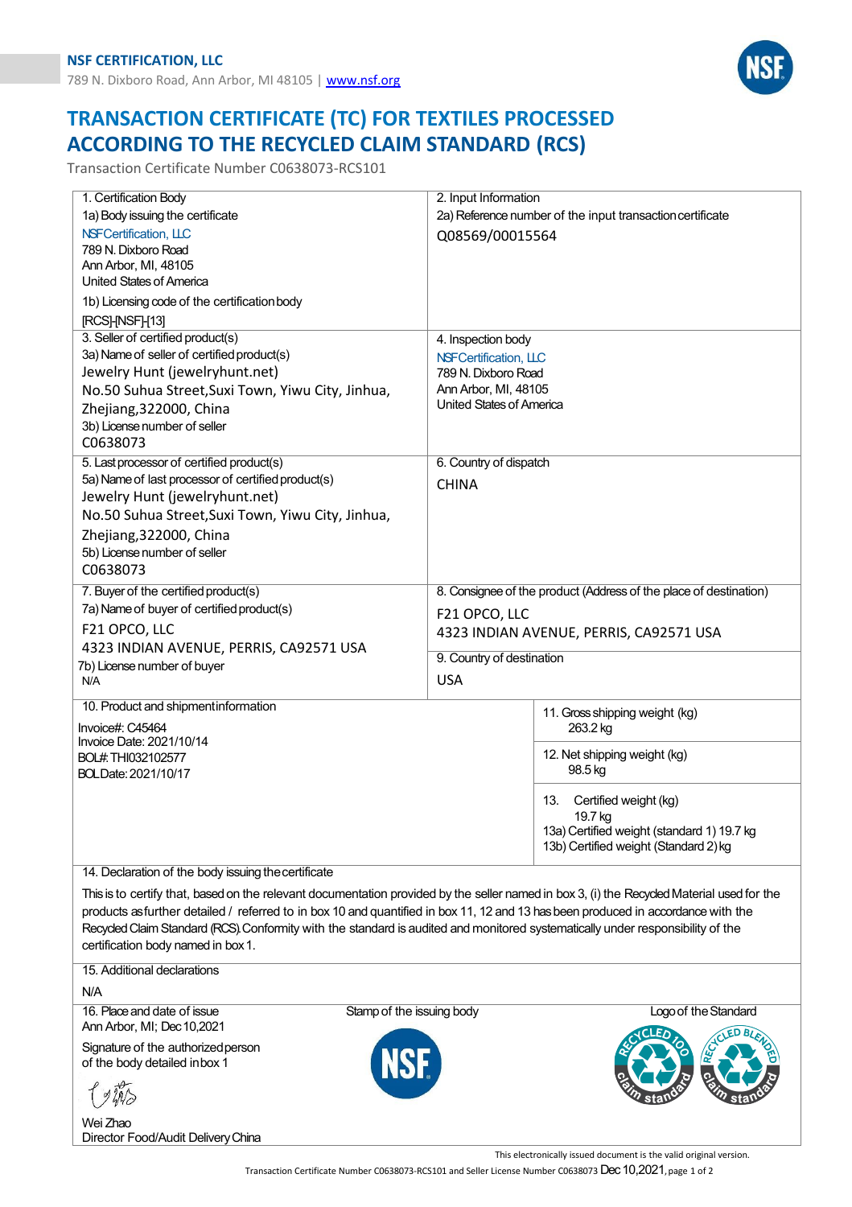**NSF CERTIFICATION, LLC**
789 N. Dixboro Road, Ann Arbor, MI 48105 | www.nsf.org

# TRANSACTION CERTIFICATE (TC) FOR TEXTILES PROCESSED ACCORDING TO THE RECYCLED CLAIM STANDARD (RCS)

Transaction Certificate Number C0638073-RCS101

| | |
|---|---|
| 1. Certification Body<br>1a) Body issuing the certificate<br>NSF Certification, LLC<br>789 N. Dixboro Road<br>Ann Arbor, MI, 48105<br>United States of America<br>1b) Licensing code of the certification body<br>[RCS]-[NSF]-[13] | 2. Input Information<br>2a) Reference number of the input transaction certificate<br>Q08569/00015564 |
| 3. Seller of certified product(s)<br>3a) Name of seller of certified product(s)<br>Jewelry Hunt (jewelryhunt.net)<br>No.50 Suhua Street,Suxi Town, Yiwu City, Jinhua, Zhejiang,322000, China<br>3b) License number of seller<br>C0638073 | 4. Inspection body<br>NSF Certification, LLC<br>789 N. Dixboro Road<br>Ann Arbor, MI, 48105<br>United States of America |
| 5. Last processor of certified product(s)<br>5a) Name of last processor of certified product(s)<br>Jewelry Hunt (jewelryhunt.net)<br>No.50 Suhua Street,Suxi Town, Yiwu City, Jinhua, Zhejiang,322000, China<br>5b) License number of seller<br>C0638073 | 6. Country of dispatch<br>CHINA |
| 7. Buyer of the certified product(s)<br>7a) Name of buyer of certified product(s)<br>F21 OPCO, LLC<br>4323 INDIAN AVENUE, PERRIS, CA92571 USA<br>7b) License number of buyer<br>N/A | 8. Consignee of the product (Address of the place of destination)<br>F21 OPCO, LLC<br>4323 INDIAN AVENUE, PERRIS, CA92571 USA<br>9. Country of destination<br>USA |
| 10. Product and shipment information<br>Invoice#: C45464<br>Invoice Date: 2021/10/14<br>BOL#: THI032102577<br>BOL Date: 2021/10/17 | 11. Gross shipping weight (kg)<br>263.2 kg<br>12. Net shipping weight (kg)<br>98.5 kg<br>13. Certified weight (kg)<br>19.7 kg<br>13a) Certified weight (standard 1) 19.7 kg<br>13b) Certified weight (Standard 2) kg |

14. Declaration of the body issuing the certificate

This is to certify that, based on the relevant documentation provided by the seller named in box 3, (i) the Recycled Material used for the products as further detailed / referred to in box 10 and quantified in box 11, 12 and 13 has been produced in accordance with the Recycled Claim Standard (RCS). Conformity with the standard is audited and monitored systematically under responsibility of the certification body named in box 1.

15. Additional declarations

N/A

16. Place and date of issue
Ann Arbor, MI; Dec 10,2021

Stamp of the issuing body

Logo of the Standard

Signature of the authorized person of the body detailed in box 1

Wei Zhao
Director Food/Audit Delivery China

This electronically issued document is the valid original version.

Transaction Certificate Number C0638073-RCS101 and Seller License Number C0638073 Dec 10,2021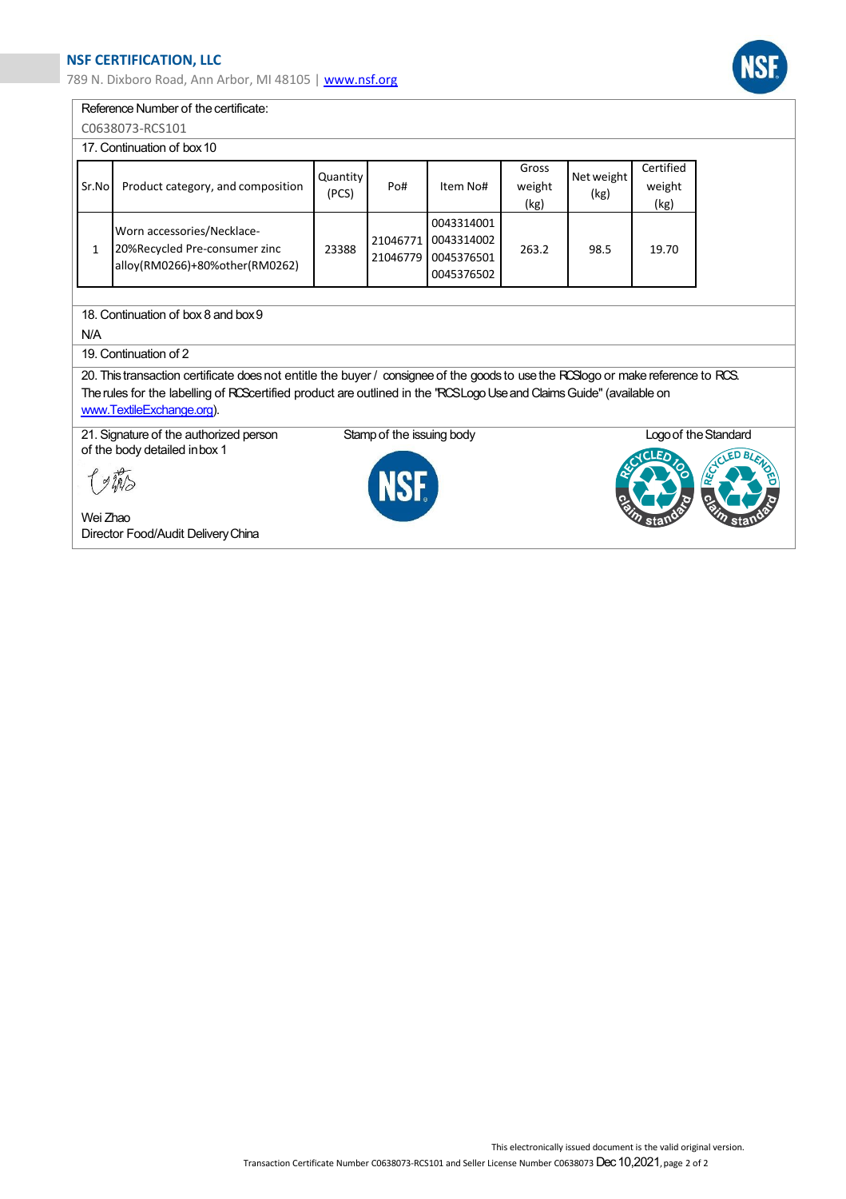**NSF CERTIFICATION, LLC**

789 N. Dixboro Road, Ann Arbor, MI 48105 | www.nsf.org

Reference Number of the certificate:

C0638073-RCS101

17. Continuation of box 10

| Sr.No | Product category, and composition | Quantity (PCS) | Po# | Item No# | Gross weight (kg) | Net weight (kg) | Certified weight (kg) |
|---|---|---|---|---|---|---|---|
| 1 | Worn accessories/Necklace-20%Recycled Pre-consumer zinc alloy(RM0266)+80%other(RM0262) | 23388 | 21046771 21046779 | 0043314001 0043314002 0045376501 0045376502 | 263.2 | 98.5 | 19.70 |

18. Continuation of box 8 and box 9

N/A

19. Continuation of 2

20. This transaction certificate does not entitle the buyer / consignee of the goods to use the RCS logo or make reference to RCS. The rules for the labelling of RCS certified product are outlined in the "RCS Logo Use and Claims Guide" (available on www.TextileExchange.org).

21. Signature of the authorized person of the body detailed in box 1

Stamp of the issuing body

Logo of the Standard

Wei Zhao

Director Food/Audit Delivery China

This electronically issued document is the valid original version.

Transaction Certificate Number C0638073-RCS101 and Seller License Number C0638073 Dec 10,2021